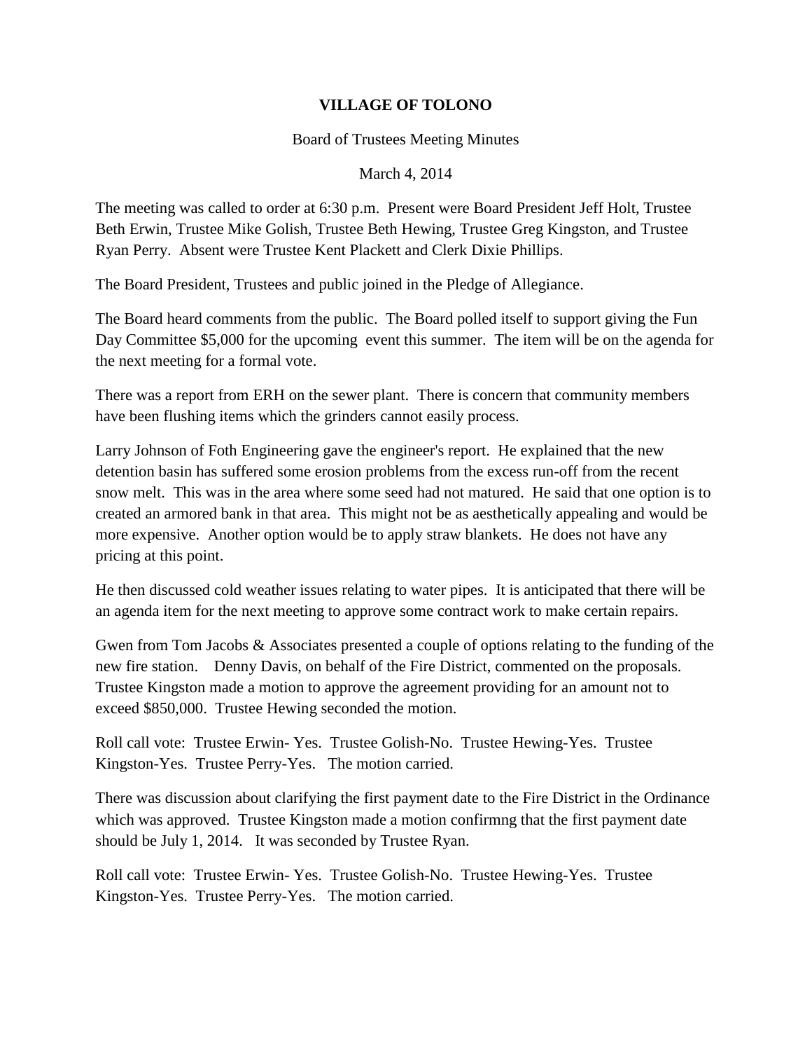**VILLAGE OF TOLONO**

Board of Trustees Meeting Minutes

March 4, 2014

The meeting was called to order at 6:30 p.m. Present were Board President Jeff Holt, Trustee Beth Erwin, Trustee Mike Golish, Trustee Beth Hewing, Trustee Greg Kingston, and Trustee Ryan Perry. Absent were Trustee Kent Plackett and Clerk Dixie Phillips.

The Board President, Trustees and public joined in the Pledge of Allegiance.

The Board heard comments from the public. The Board polled itself to support giving the Fun Day Committee $5,000 for the upcoming event this summer. The item will be on the agenda for the next meeting for a formal vote.

There was a report from ERH on the sewer plant. There is concern that community members have been flushing items which the grinders cannot easily process.

Larry Johnson of Foth Engineering gave the engineer's report. He explained that the new detention basin has suffered some erosion problems from the excess run-off from the recent snow melt. This was in the area where some seed had not matured. He said that one option is to created an armored bank in that area. This might not be as aesthetically appealing and would be more expensive. Another option would be to apply straw blankets. He does not have any pricing at this point.

He then discussed cold weather issues relating to water pipes. It is anticipated that there will be an agenda item for the next meeting to approve some contract work to make certain repairs.

Gwen from Tom Jacobs & Associates presented a couple of options relating to the funding of the new fire station. Denny Davis, on behalf of the Fire District, commented on the proposals. Trustee Kingston made a motion to approve the agreement providing for an amount not to exceed $850,000. Trustee Hewing seconded the motion.

Roll call vote: Trustee Erwin- Yes. Trustee Golish-No. Trustee Hewing-Yes. Trustee Kingston-Yes. Trustee Perry-Yes. The motion carried.

There was discussion about clarifying the first payment date to the Fire District in the Ordinance which was approved. Trustee Kingston made a motion confirmng that the first payment date should be July 1, 2014. It was seconded by Trustee Ryan.

Roll call vote: Trustee Erwin- Yes. Trustee Golish-No. Trustee Hewing-Yes. Trustee Kingston-Yes. Trustee Perry-Yes. The motion carried.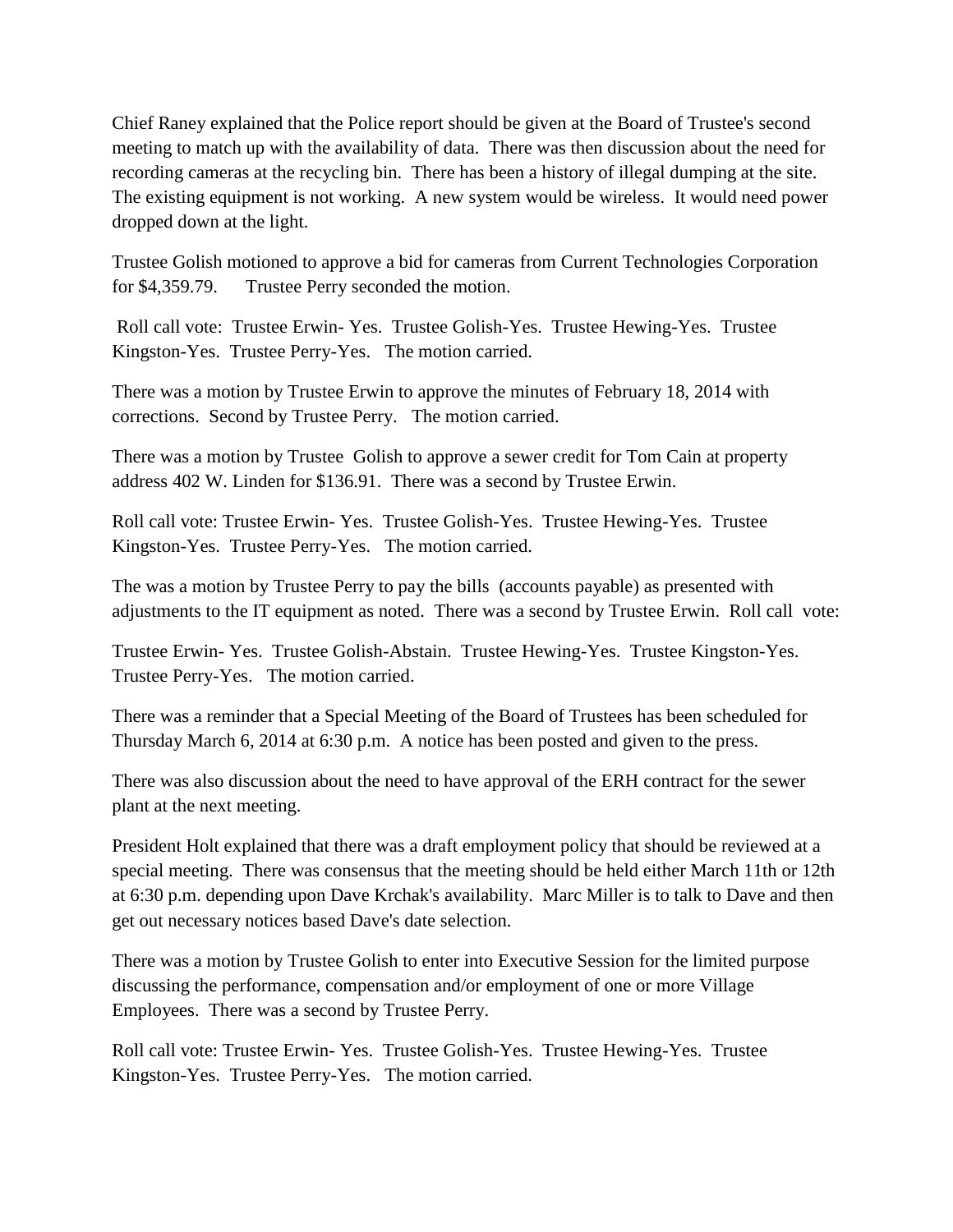Chief Raney explained that the Police report should be given at the Board of Trustee's second meeting to match up with the availability of data. There was then discussion about the need for recording cameras at the recycling bin. There has been a history of illegal dumping at the site. The existing equipment is not working. A new system would be wireless. It would need power dropped down at the light.

Trustee Golish motioned to approve a bid for cameras from Current Technologies Corporation for $4,359.79. Trustee Perry seconded the motion.

Roll call vote: Trustee Erwin- Yes. Trustee Golish-Yes. Trustee Hewing-Yes. Trustee Kingston-Yes. Trustee Perry-Yes. The motion carried.

There was a motion by Trustee Erwin to approve the minutes of February 18, 2014 with corrections. Second by Trustee Perry. The motion carried.

There was a motion by Trustee Golish to approve a sewer credit for Tom Cain at property address 402 W. Linden for $136.91. There was a second by Trustee Erwin.

Roll call vote: Trustee Erwin- Yes. Trustee Golish-Yes. Trustee Hewing-Yes. Trustee Kingston-Yes. Trustee Perry-Yes. The motion carried.

The was a motion by Trustee Perry to pay the bills (accounts payable) as presented with adjustments to the IT equipment as noted. There was a second by Trustee Erwin. Roll call vote:

Trustee Erwin- Yes. Trustee Golish-Abstain. Trustee Hewing-Yes. Trustee Kingston-Yes. Trustee Perry-Yes. The motion carried.

There was a reminder that a Special Meeting of the Board of Trustees has been scheduled for Thursday March 6, 2014 at 6:30 p.m. A notice has been posted and given to the press.

There was also discussion about the need to have approval of the ERH contract for the sewer plant at the next meeting.

President Holt explained that there was a draft employment policy that should be reviewed at a special meeting. There was consensus that the meeting should be held either March 11th or 12th at 6:30 p.m. depending upon Dave Krchak's availability. Marc Miller is to talk to Dave and then get out necessary notices based Dave's date selection.

There was a motion by Trustee Golish to enter into Executive Session for the limited purpose discussing the performance, compensation and/or employment of one or more Village Employees. There was a second by Trustee Perry.

Roll call vote: Trustee Erwin- Yes. Trustee Golish-Yes. Trustee Hewing-Yes. Trustee Kingston-Yes. Trustee Perry-Yes. The motion carried.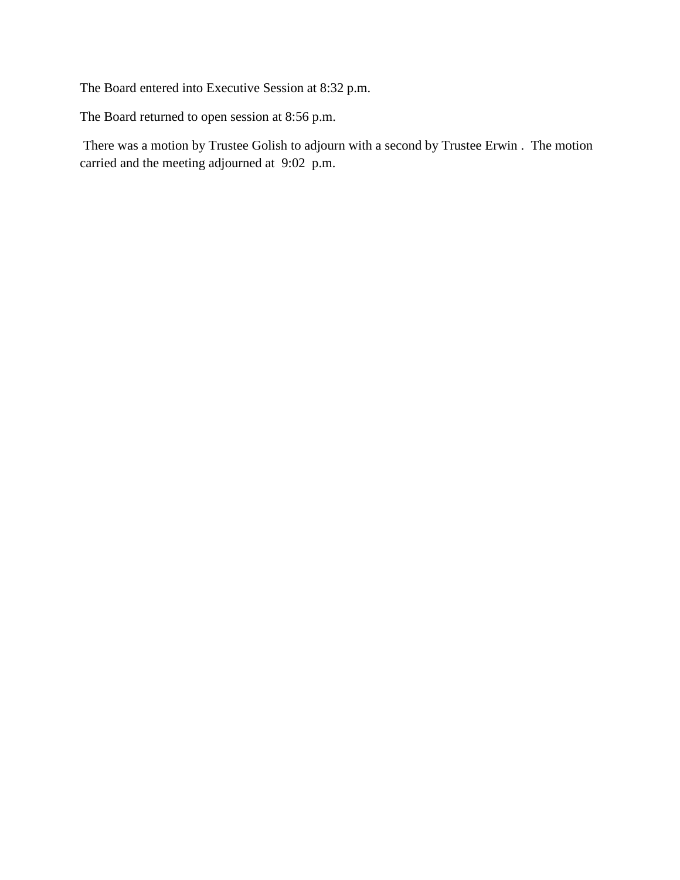The Board entered into Executive Session at 8:32 p.m.

The Board returned to open session at 8:56 p.m.

There was a motion by Trustee Golish to adjourn with a second by Trustee Erwin . The motion carried and the meeting adjourned at 9:02 p.m.